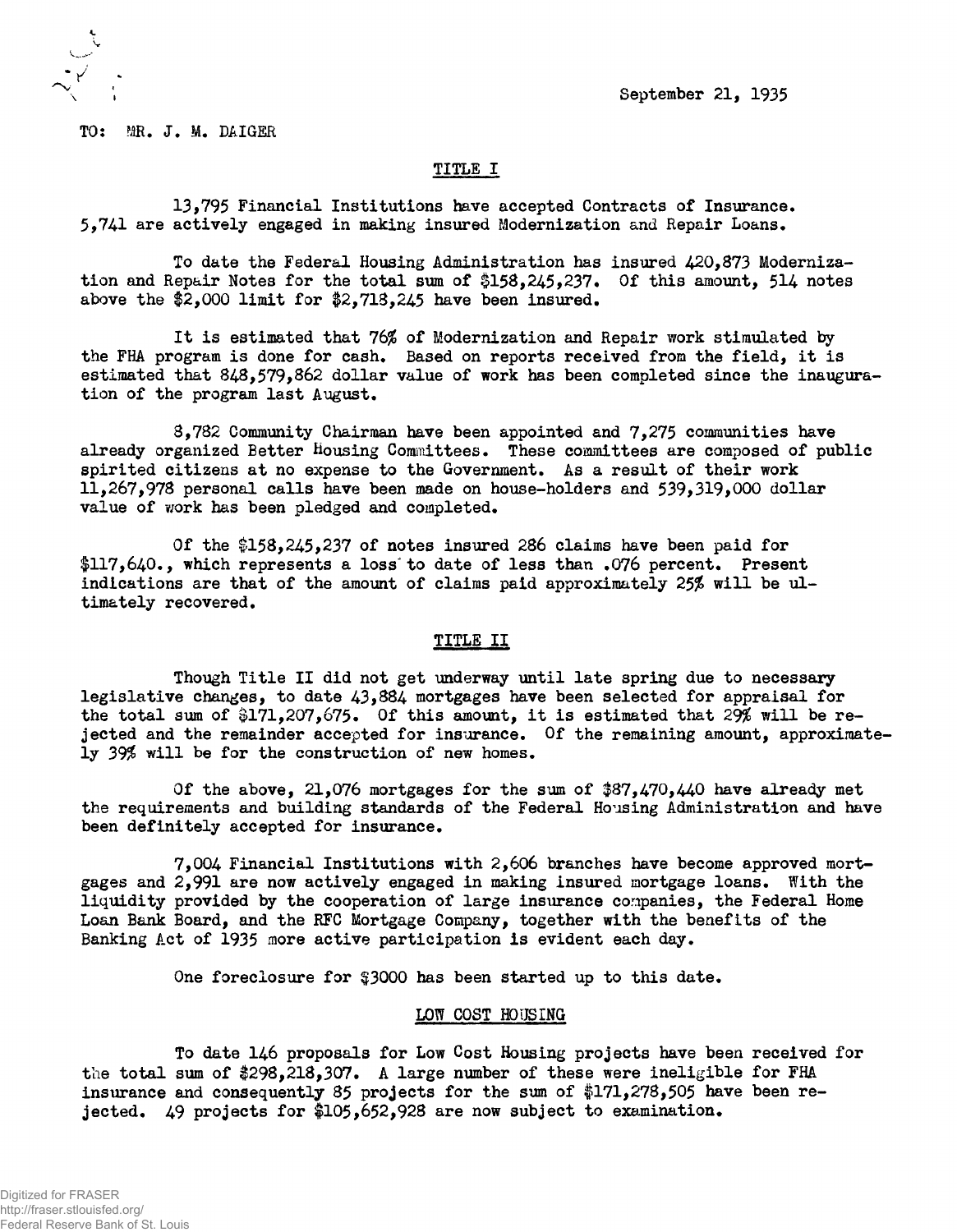September 21, 1935

TO: MR. J. M. DAIGER

## TITLE I

13,795 Financial Institutions have accepted Contracts of Insurance. 5,741 are actively engaged in making insured Modernization and Repair Loans.

To date the Federal Housing Administration has insured 420,873 Modernization and Repair Notes for the total sum of $158,245,237. Of this amount, 514 notes above the $2,000 limit for $2,718,245 have been insured.

It is estimated that 76% of Modernization and Repair work stimulated by the FHA program is done for cash. Based on reports received from the field, it is estimated that 848,579,862 dollar value of work has been completed since the inauguration of the program last August.

8,782 Community Chairman have been appointed and 7,275 communities have already organized Better Housing Committees. These committees are composed of public spirited citizens at no expense to the Government. As a result of their work 11,267,978 personal calls have been made on house-holders and 539,319,000 dollar value of work has been pledged and completed.

Of the $158,245,237 of notes insured 286 claims have been paid for $117,640., which represents a loss to date of less than .076 percent. Present indications are that of the amount of claims paid approximately 25% will be ultimately recovered.

## TITLE II

Though Title II did not get underway until late spring due to necessary legislative changes, to date 43,884 mortgages have been selected for appraisal for the total sum of $171,207,675. Of this amount, it is estimated that 29% will be rejected and the remainder accepted for insurance. Of the remaining amount, approximately 39% will be for the construction of new homes.

Of the above, 21,076 mortgages for the sum of $87,470,440 have already met the requirements and building standards of the Federal Housing Administration and have been definitely accepted for insurance.

7,004 Financial Institutions with 2,606 branches have become approved mortgages and 2,991 are now actively engaged in making insured mortgage loans. With the liquidity provided by the cooperation of large insurance companies, the Federal Home Loan Bank Board, and the RFC Mortgage Company, together with the benefits of the Banking Act of 1935 more active participation is evident each day.

One foreclosure for $3000 has been started up to this date.

## LOW COST HOUSING

To date 146 proposals for Low Cost Housing projects have been received for the total sum of $298,218,307. A large number of these were ineligible for FHA insurance and consequently 85 projects for the sum of $171,278,505 have been rejected. 49 projects for $105,652,928 are now subject to examination.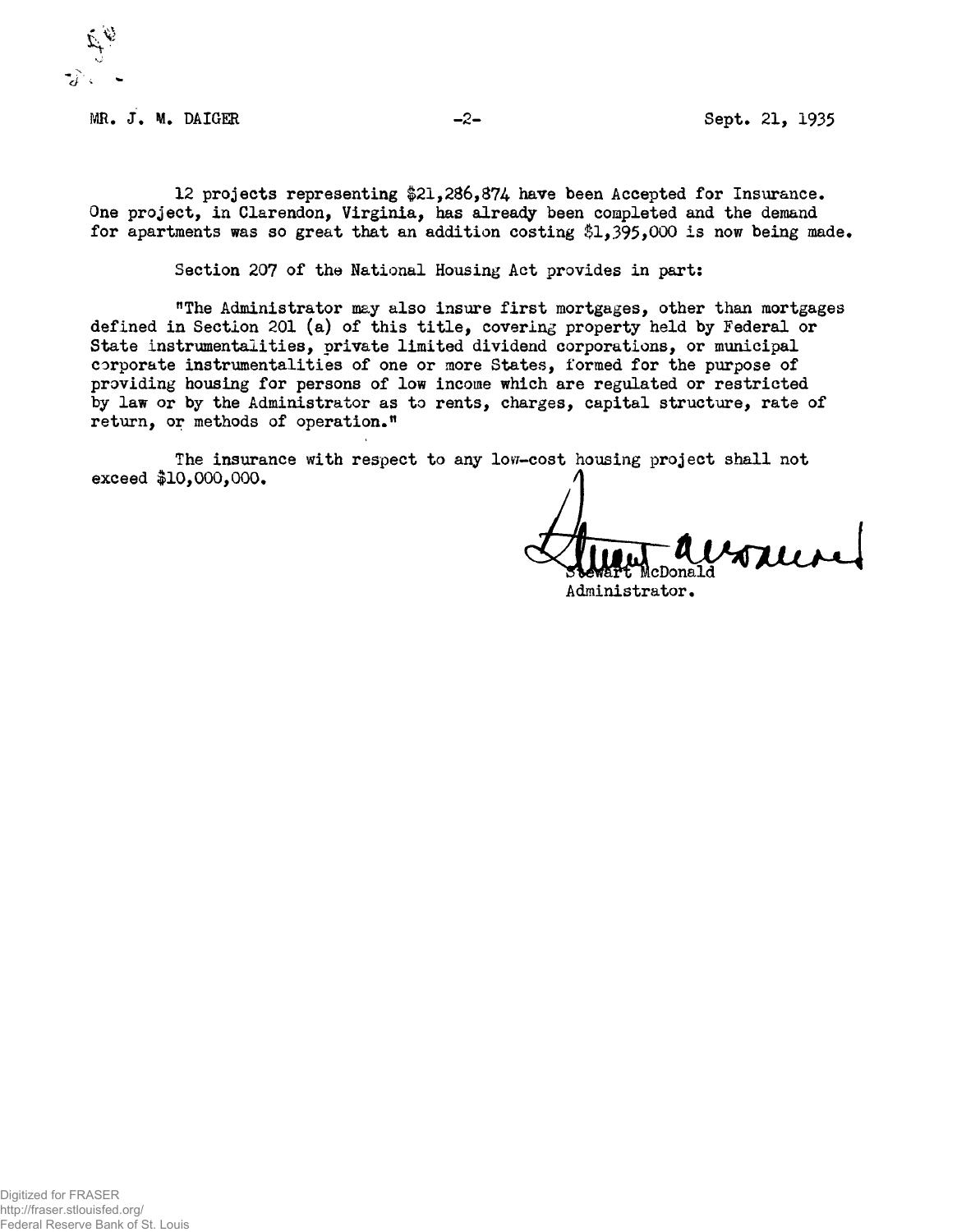12 projects representing $21,286,874 have been Accepted for Insurance. One project, in Clarendon, Virginia, has already been completed and the demand for apartments was so great that an addition costing $1,395,000 is now being made.

Section 207 of the National Housing Act provides in part:

"The Administrator may also insure first mortgages, other than mortgages defined in Section 201 (a) of this title, covering property held by Federal or State instrumentalities, private limited dividend corporations, or municipal corporate instrumentalities of one or more States, formed for the purpose of providing housing for persons of low income which are regulated or restricted by law or by the Administrator as to rents, charges, capital structure, rate of return, or methods of operation."

The insurance with respect to any low-cost housing project shall not exceed $10,000,000.

Stewart McDonald
Administrator.